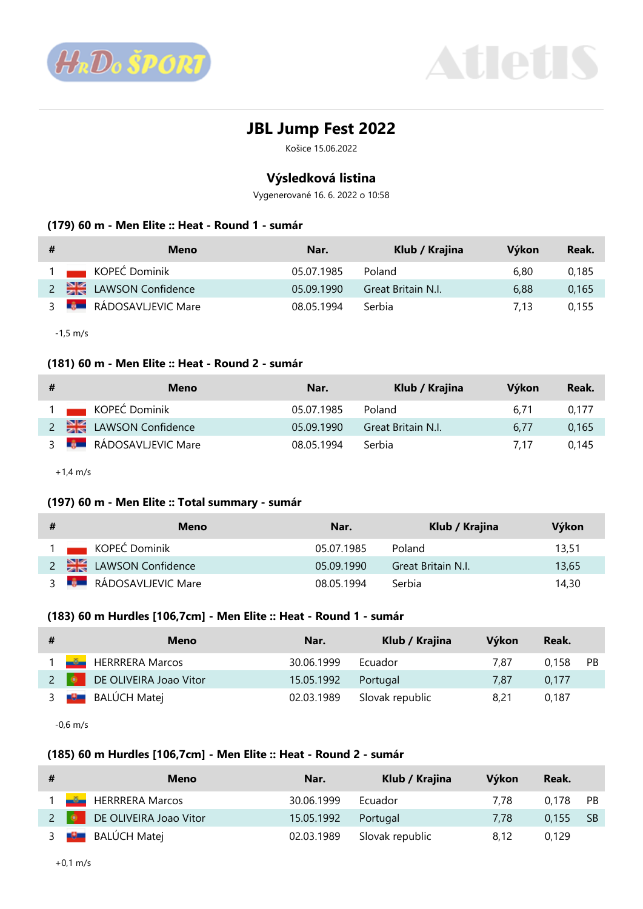# JBL Jump Fest 2022

Košice 15.06.2022

## Výsledková listina

Vygenerované 16. 6. 2022 o 10:58

### (179) 60 m - Men Elite :: Heat - Round 1 - sumár

| # | Meno | Nar. | Klub / Krajina | Výkon | Reak. |
|---|---|---|---|---|---|
| 1 | KOPEĆ Dominik | 05.07.1985 | Poland | 6,80 | 0,185 |
| 2 | LAWSON Confidence | 05.09.1990 | Great Britain N.I. | 6,88 | 0,165 |
| 3 | RÁDOSAVLJEVIC Mare | 08.05.1994 | Serbia | 7,13 | 0,155 |

-1,5 m/s

### (181) 60 m - Men Elite :: Heat - Round 2 - sumár

| # | Meno | Nar. | Klub / Krajina | Výkon | Reak. |
|---|---|---|---|---|---|
| 1 | KOPEĆ Dominik | 05.07.1985 | Poland | 6,71 | 0,177 |
| 2 | LAWSON Confidence | 05.09.1990 | Great Britain N.I. | 6,77 | 0,165 |
| 3 | RÁDOSAVLJEVIC Mare | 08.05.1994 | Serbia | 7,17 | 0,145 |

+1,4 m/s

### (197) 60 m - Men Elite :: Total summary - sumár

| # | Meno | Nar. | Klub / Krajina | Výkon |
|---|---|---|---|---|
| 1 | KOPEĆ Dominik | 05.07.1985 | Poland | 13,51 |
| 2 | LAWSON Confidence | 05.09.1990 | Great Britain N.I. | 13,65 |
| 3 | RÁDOSAVLJEVIC Mare | 08.05.1994 | Serbia | 14,30 |

### (183) 60 m Hurdles [106,7cm] - Men Elite :: Heat - Round 1 - sumár

| # | Meno | Nar. | Klub / Krajina | Výkon | Reak. | |
|---|---|---|---|---|---|---|
| 1 | HERRRERA Marcos | 30.06.1999 | Ecuador | 7,87 | 0,158 | PB |
| 2 | DE OLIVEIRA Joao Vitor | 15.05.1992 | Portugal | 7,87 | 0,177 | |
| 3 | BALÚCH Matej | 02.03.1989 | Slovak republic | 8,21 | 0,187 | |

-0,6 m/s

### (185) 60 m Hurdles [106,7cm] - Men Elite :: Heat - Round 2 - sumár

| # | Meno | Nar. | Klub / Krajina | Výkon | Reak. | |
|---|---|---|---|---|---|---|
| 1 | HERRRERA Marcos | 30.06.1999 | Ecuador | 7,78 | 0,178 | PB |
| 2 | DE OLIVEIRA Joao Vitor | 15.05.1992 | Portugal | 7,78 | 0,155 | SB |
| 3 | BALÚCH Matej | 02.03.1989 | Slovak republic | 8,12 | 0,129 | |

+0,1 m/s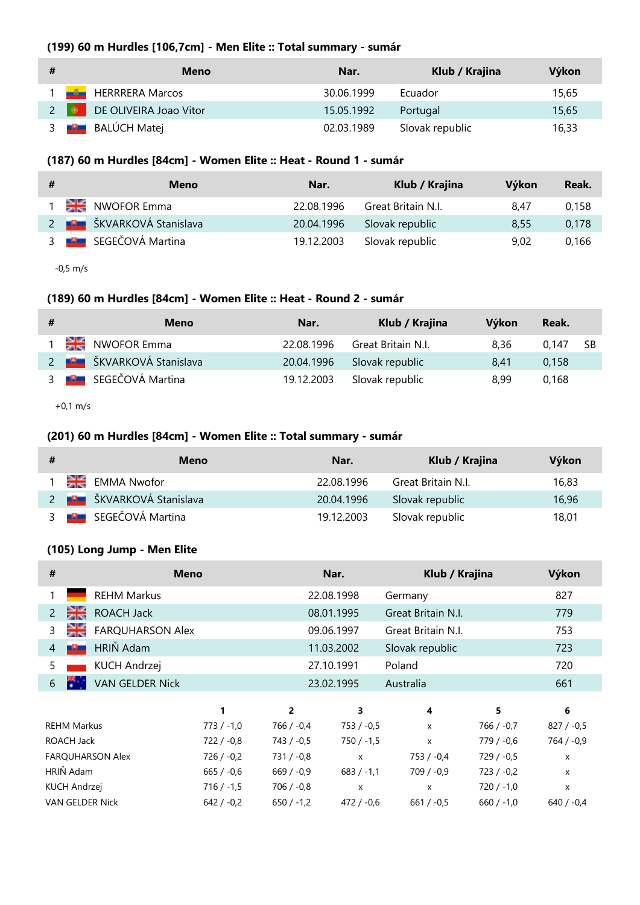### (199) 60 m Hurdles [106,7cm] - Men Elite :: Total summary - sumár

| # | Meno | Nar. | Klub / Krajina | Výkon |
|---|---|---|---|---|
| 1 | HERRRERA Marcos | 30.06.1999 | Ecuador | 15,65 |
| 2 | DE OLIVEIRA Joao Vitor | 15.05.1992 | Portugal | 15,65 |
| 3 | BALÚCH Matej | 02.03.1989 | Slovak republic | 16,33 |

### (187) 60 m Hurdles [84cm] - Women Elite :: Heat - Round 1 - sumár

| # | Meno | Nar. | Klub / Krajina | Výkon | Reak. |
|---|---|---|---|---|---|
| 1 | NWOFOR Emma | 22.08.1996 | Great Britain N.I. | 8,47 | 0,158 |
| 2 | ŠKVARKOVÁ Stanislava | 20.04.1996 | Slovak republic | 8,55 | 0,178 |
| 3 | SEGEČOVÁ Martina | 19.12.2003 | Slovak republic | 9,02 | 0,166 |

-0,5 m/s

### (189) 60 m Hurdles [84cm] - Women Elite :: Heat - Round 2 - sumár

| # | Meno | Nar. | Klub / Krajina | Výkon | Reak. | |
|---|---|---|---|---|---|---|
| 1 | NWOFOR Emma | 22.08.1996 | Great Britain N.I. | 8,36 | 0,147 | SB |
| 2 | ŠKVARKOVÁ Stanislava | 20.04.1996 | Slovak republic | 8,41 | 0,158 | |
| 3 | SEGEČOVÁ Martina | 19.12.2003 | Slovak republic | 8,99 | 0,168 | |

+0,1 m/s

### (201) 60 m Hurdles [84cm] - Women Elite :: Total summary - sumár

| # | Meno | Nar. | Klub / Krajina | Výkon |
|---|---|---|---|---|
| 1 | EMMA Nwofor | 22.08.1996 | Great Britain N.I. | 16,83 |
| 2 | ŠKVARKOVÁ Stanislava | 20.04.1996 | Slovak republic | 16,96 |
| 3 | SEGEČOVÁ Martina | 19.12.2003 | Slovak republic | 18,01 |

### (105) Long Jump - Men Elite

| # | Meno | Nar. | Klub / Krajina | Výkon |
|---|---|---|---|---|
| 1 | REHM Markus | 22.08.1998 | Germany | 827 |
| 2 | ROACH Jack | 08.01.1995 | Great Britain N.I. | 779 |
| 3 | FARQUHARSON Alex | 09.06.1997 | Great Britain N.I. | 753 |
| 4 | HRIŇ Adam | 11.03.2002 | Slovak republic | 723 |
| 5 | KUCH Andrzej | 27.10.1991 | Poland | 720 |
| 6 | VAN GELDER Nick | 23.02.1995 | Australia | 661 |

| | 1 | 2 | 3 | 4 | 5 | 6 |
|---|---|---|---|---|---|---|
| REHM Markus | 773 / -1,0 | 766 / -0,4 | 753 / -0,5 | x | 766 / -0,7 | 827 / -0,5 |
| ROACH Jack | 722 / -0,8 | 743 / -0,5 | 750 / -1,5 | x | 779 / -0,6 | 764 / -0,9 |
| FARQUHARSON Alex | 726 / -0,2 | 731 / -0,8 | x | 753 / -0,4 | 729 / -0,5 | x |
| HRIŇ Adam | 665 / -0,6 | 669 / -0,9 | 683 / -1,1 | 709 / -0,9 | 723 / -0,2 | x |
| KUCH Andrzej | 716 / -1,5 | 706 / -0,8 | x | x | 720 / -1,0 | x |
| VAN GELDER Nick | 642 / -0,2 | 650 / -1,2 | 472 / -0,6 | 661 / -0,5 | 660 / -1,0 | 640 / -0,4 |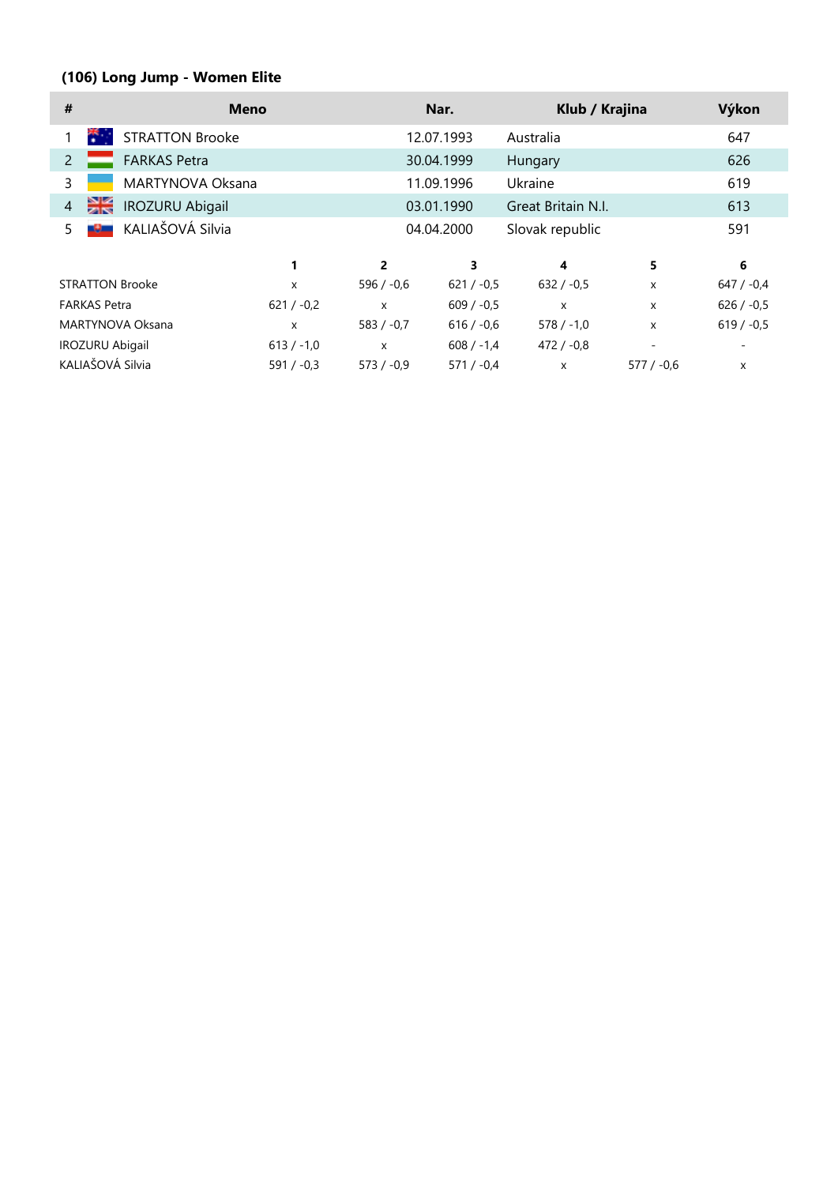### (106) Long Jump - Women Elite

| # | Meno | Nar. | Klub / Krajina | Výkon |
|---|---|---|---|---|
| 1 | STRATTON Brooke | 12.07.1993 | Australia | 647 |
| 2 | FARKAS Petra | 30.04.1999 | Hungary | 626 |
| 3 | MARTYNOVA Oksana | 11.09.1996 | Ukraine | 619 |
| 4 | IROZURU Abigail | 03.01.1990 | Great Britain N.I. | 613 |
| 5 | KALIAŠOVÁ Silvia | 04.04.2000 | Slovak republic | 591 |

| | 1 | 2 | 3 | 4 | 5 | 6 |
|---|---|---|---|---|---|---|
| STRATTON Brooke | x | 596 / -0,6 | 621 / -0,5 | 632 / -0,5 | x | 647 / -0,4 |
| FARKAS Petra | 621 / -0,2 | x | 609 / -0,5 | x | x | 626 / -0,5 |
| MARTYNOVA Oksana | x | 583 / -0,7 | 616 / -0,6 | 578 / -1,0 | x | 619 / -0,5 |
| IROZURU Abigail | 613 / -1,0 | x | 608 / -1,4 | 472 / -0,8 | - | - |
| KALIAŠOVÁ Silvia | 591 / -0,3 | 573 / -0,9 | 571 / -0,4 | x | 577 / -0,6 | x |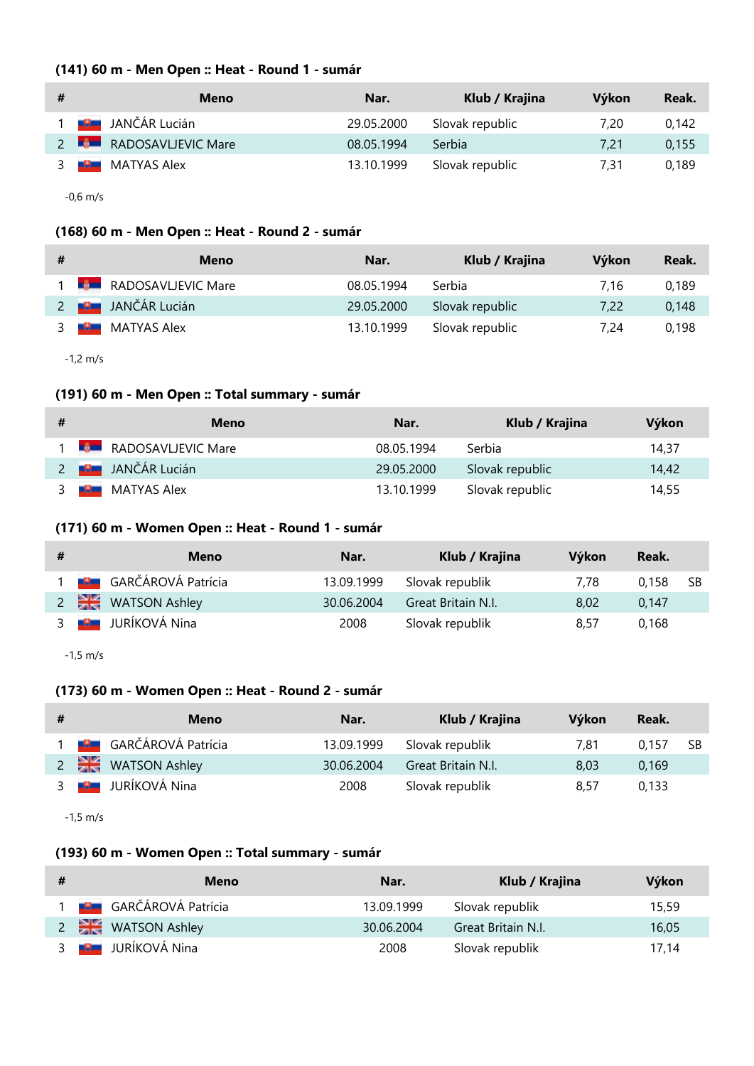#### (141) 60 m - Men Open :: Heat - Round 1 - sumár

| # | Meno | Nar. | Klub / Krajina | Výkon | Reak. |
|---|---|---|---|---|---|
| 1 | JANČÁR Lucián | 29.05.2000 | Slovak republic | 7,20 | 0,142 |
| 2 | RADOSAVLJEVIC Mare | 08.05.1994 | Serbia | 7,21 | 0,155 |
| 3 | MATYAS Alex | 13.10.1999 | Slovak republic | 7,31 | 0,189 |

-0,6 m/s

#### (168) 60 m - Men Open :: Heat - Round 2 - sumár

| # | Meno | Nar. | Klub / Krajina | Výkon | Reak. |
|---|---|---|---|---|---|
| 1 | RADOSAVLJEVIC Mare | 08.05.1994 | Serbia | 7,16 | 0,189 |
| 2 | JANČÁR Lucián | 29.05.2000 | Slovak republic | 7,22 | 0,148 |
| 3 | MATYAS Alex | 13.10.1999 | Slovak republic | 7,24 | 0,198 |

-1,2 m/s

#### (191) 60 m - Men Open :: Total summary - sumár

| # | Meno | Nar. | Klub / Krajina | Výkon |
|---|---|---|---|---|
| 1 | RADOSAVLJEVIC Mare | 08.05.1994 | Serbia | 14,37 |
| 2 | JANČÁR Lucián | 29.05.2000 | Slovak republic | 14,42 |
| 3 | MATYAS Alex | 13.10.1999 | Slovak republic | 14,55 |

#### (171) 60 m - Women Open :: Heat - Round 1 - sumár

| # | Meno | Nar. | Klub / Krajina | Výkon | Reak. | |
|---|---|---|---|---|---|---|
| 1 | GARČÁROVÁ Patrícia | 13.09.1999 | Slovak republik | 7,78 | 0,158 | SB |
| 2 | WATSON Ashley | 30.06.2004 | Great Britain N.I. | 8,02 | 0,147 | |
| 3 | JURÍKOVÁ Nina | 2008 | Slovak republik | 8,57 | 0,168 | |

-1,5 m/s

#### (173) 60 m - Women Open :: Heat - Round 2 - sumár

| # | Meno | Nar. | Klub / Krajina | Výkon | Reak. | |
|---|---|---|---|---|---|---|
| 1 | GARČÁROVÁ Patrícia | 13.09.1999 | Slovak republik | 7,81 | 0,157 | SB |
| 2 | WATSON Ashley | 30.06.2004 | Great Britain N.I. | 8,03 | 0,169 | |
| 3 | JURÍKOVÁ Nina | 2008 | Slovak republik | 8,57 | 0,133 | |

-1,5 m/s

#### (193) 60 m - Women Open :: Total summary - sumár

| # | Meno | Nar. | Klub / Krajina | Výkon |
|---|---|---|---|---|
| 1 | GARČÁROVÁ Patrícia | 13.09.1999 | Slovak republik | 15,59 |
| 2 | WATSON Ashley | 30.06.2004 | Great Britain N.I. | 16,05 |
| 3 | JURÍKOVÁ Nina | 2008 | Slovak republik | 17,14 |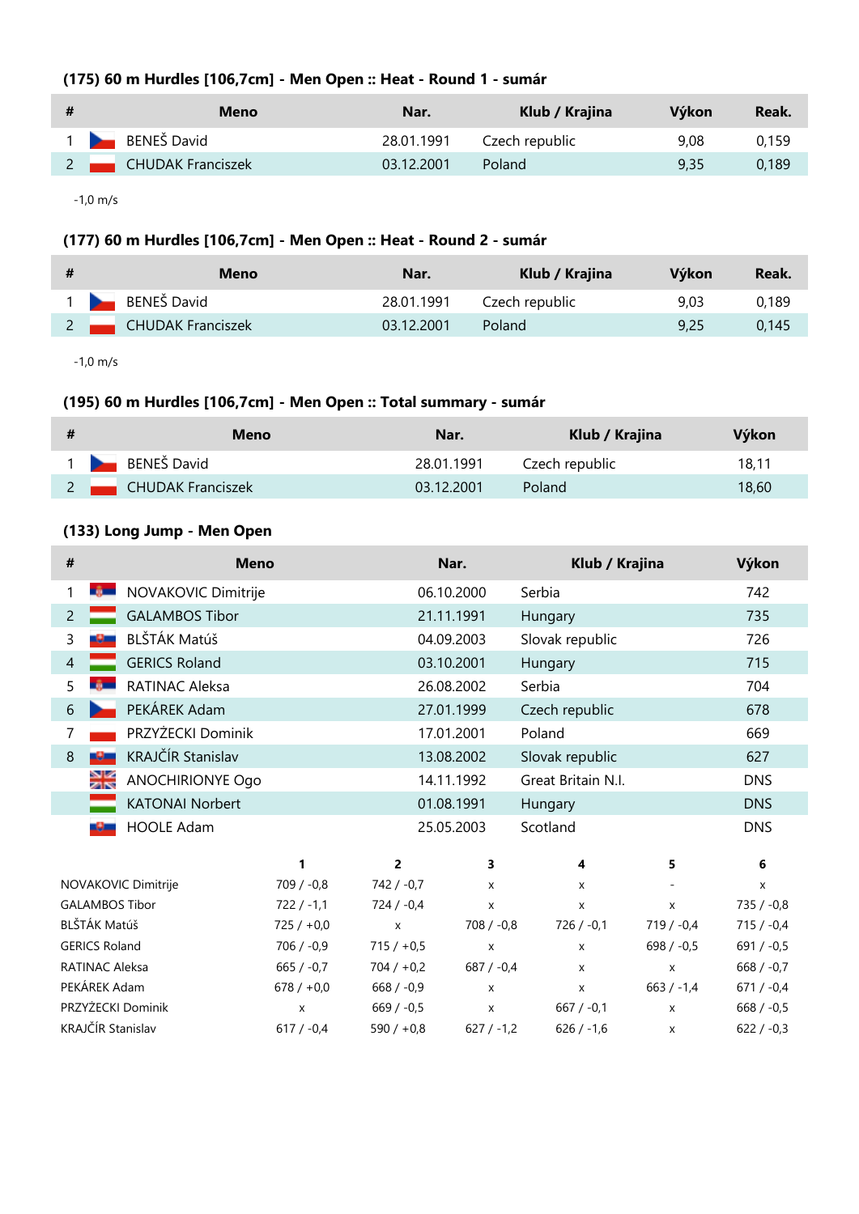### (175) 60 m Hurdles [106,7cm] - Men Open :: Heat - Round 1 - sumár

| # | Meno | Nar. | Klub / Krajina | Výkon | Reak. |
|---|---|---|---|---|---|
| 1 | BENEŠ David | 28.01.1991 | Czech republic | 9,08 | 0,159 |
| 2 | CHUDAK Franciszek | 03.12.2001 | Poland | 9,35 | 0,189 |

-1,0 m/s

### (177) 60 m Hurdles [106,7cm] - Men Open :: Heat - Round 2 - sumár

| # | Meno | Nar. | Klub / Krajina | Výkon | Reak. |
|---|---|---|---|---|---|
| 1 | BENEŠ David | 28.01.1991 | Czech republic | 9,03 | 0,189 |
| 2 | CHUDAK Franciszek | 03.12.2001 | Poland | 9,25 | 0,145 |

-1,0 m/s

### (195) 60 m Hurdles [106,7cm] - Men Open :: Total summary - sumár

| # | Meno | Nar. | Klub / Krajina | Výkon |
|---|---|---|---|---|
| 1 | BENEŠ David | 28.01.1991 | Czech republic | 18,11 |
| 2 | CHUDAK Franciszek | 03.12.2001 | Poland | 18,60 |

### (133) Long Jump - Men Open

| # | Meno | Nar. | Klub / Krajina | Výkon |
|---|---|---|---|---|
| 1 | NOVAKOVIC Dimitrije | 06.10.2000 | Serbia | 742 |
| 2 | GALAMBOS Tibor | 21.11.1991 | Hungary | 735 |
| 3 | BLŠŤÁK Matúš | 04.09.2003 | Slovak republic | 726 |
| 4 | GERICS Roland | 03.10.2001 | Hungary | 715 |
| 5 | RATINAC Aleksa | 26.08.2002 | Serbia | 704 |
| 6 | PEKÁREK Adam | 27.01.1999 | Czech republic | 678 |
| 7 | PRZYŻECKI Dominik | 17.01.2001 | Poland | 669 |
| 8 | KRAJČÍR Stanislav | 13.08.2002 | Slovak republic | 627 |
| | ANOCHIRIONYE Ogo | 14.11.1992 | Great Britain N.I. | DNS |
| | KATONAI Norbert | 01.08.1991 | Hungary | DNS |
| | HOOLE Adam | 25.05.2003 | Scotland | DNS |

| | 1 | 2 | 3 | 4 | 5 | 6 |
|---|---|---|---|---|---|---|
| NOVAKOVIC Dimitrije | 709 / -0,8 | 742 / -0,7 | x | x | - | x |
| GALAMBOS Tibor | 722 / -1,1 | 724 / -0,4 | x | x | x | 735 / -0,8 |
| BLŠŤÁK Matúš | 725 / +0,0 | x | 708 / -0,8 | 726 / -0,1 | 719 / -0,4 | 715 / -0,4 |
| GERICS Roland | 706 / -0,9 | 715 / +0,5 | x | x | 698 / -0,5 | 691 / -0,5 |
| RATINAC Aleksa | 665 / -0,7 | 704 / +0,2 | 687 / -0,4 | x | x | 668 / -0,7 |
| PEKÁREK Adam | 678 / +0,0 | 668 / -0,9 | x | x | 663 / -1,4 | 671 / -0,4 |
| PRZYŻECKI Dominik | x | 669 / -0,5 | x | 667 / -0,1 | x | 668 / -0,5 |
| KRAJČÍR Stanislav | 617 / -0,4 | 590 / +0,8 | 627 / -1,2 | 626 / -1,6 | x | 622 / -0,3 |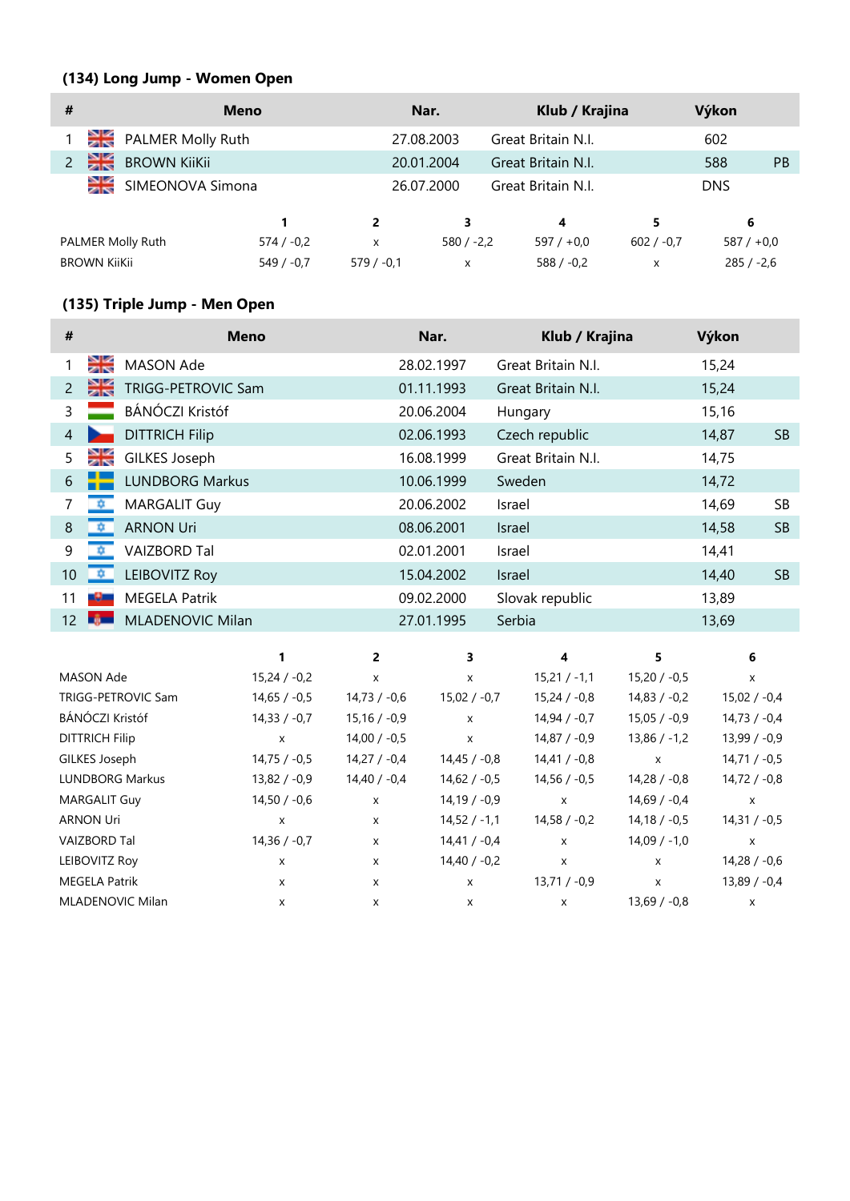### (134) Long Jump - Women Open

| # | Meno | Nar. | Klub / Krajina | Výkon | |
|---|---|---|---|---|---|
| 1 | PALMER Molly Ruth | 27.08.2003 | Great Britain N.I. | 602 | |
| 2 | BROWN KiiKii | 20.01.2004 | Great Britain N.I. | 588 | PB |
| | SIMEONOVA Simona | 26.07.2000 | Great Britain N.I. | DNS | |

| | 1 | 2 | 3 | 4 | 5 | 6 |
|---|---|---|---|---|---|---|
| PALMER Molly Ruth | 574 / -0,2 | x | 580 / -2,2 | 597 / +0,0 | 602 / -0,7 | 587 / +0,0 |
| BROWN KiiKii | 549 / -0,7 | 579 / -0,1 | x | 588 / -0,2 | x | 285 / -2,6 |

### (135) Triple Jump - Men Open

| # | Meno | Nar. | Klub / Krajina | Výkon | |
|---|---|---|---|---|---|
| 1 | MASON Ade | 28.02.1997 | Great Britain N.I. | 15,24 | |
| 2 | TRIGG-PETROVIC Sam | 01.11.1993 | Great Britain N.I. | 15,24 | |
| 3 | BÁNÓCZI Kristóf | 20.06.2004 | Hungary | 15,16 | |
| 4 | DITTRICH Filip | 02.06.1993 | Czech republic | 14,87 | SB |
| 5 | GILKES Joseph | 16.08.1999 | Great Britain N.I. | 14,75 | |
| 6 | LUNDBORG Markus | 10.06.1999 | Sweden | 14,72 | |
| 7 | MARGALIT Guy | 20.06.2002 | Israel | 14,69 | SB |
| 8 | ARNON Uri | 08.06.2001 | Israel | 14,58 | SB |
| 9 | VAIZBORD Tal | 02.01.2001 | Israel | 14,41 | |
| 10 | LEIBOVITZ Roy | 15.04.2002 | Israel | 14,40 | SB |
| 11 | MEGELA Patrik | 09.02.2000 | Slovak republic | 13,89 | |
| 12 | MLADENOVIC Milan | 27.01.1995 | Serbia | 13,69 | |

| | 1 | 2 | 3 | 4 | 5 | 6 |
|---|---|---|---|---|---|---|
| MASON Ade | 15,24 / -0,2 | x | x | 15,21 / -1,1 | 15,20 / -0,5 | x |
| TRIGG-PETROVIC Sam | 14,65 / -0,5 | 14,73 / -0,6 | 15,02 / -0,7 | 15,24 / -0,8 | 14,83 / -0,2 | 15,02 / -0,4 |
| BÁNÓCZI Kristóf | 14,33 / -0,7 | 15,16 / -0,9 | x | 14,94 / -0,7 | 15,05 / -0,9 | 14,73 / -0,4 |
| DITTRICH Filip | x | 14,00 / -0,5 | x | 14,87 / -0,9 | 13,86 / -1,2 | 13,99 / -0,9 |
| GILKES Joseph | 14,75 / -0,5 | 14,27 / -0,4 | 14,45 / -0,8 | 14,41 / -0,8 | x | 14,71 / -0,5 |
| LUNDBORG Markus | 13,82 / -0,9 | 14,40 / -0,4 | 14,62 / -0,5 | 14,56 / -0,5 | 14,28 / -0,8 | 14,72 / -0,8 |
| MARGALIT Guy | 14,50 / -0,6 | x | 14,19 / -0,9 | x | 14,69 / -0,4 | x |
| ARNON Uri | x | x | 14,52 / -1,1 | 14,58 / -0,2 | 14,18 / -0,5 | 14,31 / -0,5 |
| VAIZBORD Tal | 14,36 / -0,7 | x | 14,41 / -0,4 | x | 14,09 / -1,0 | x |
| LEIBOVITZ Roy | x | x | 14,40 / -0,2 | x | x | 14,28 / -0,6 |
| MEGELA Patrik | x | x | x | 13,71 / -0,9 | x | 13,89 / -0,4 |
| MLADENOVIC Milan | x | x | x | x | 13,69 / -0,8 | x |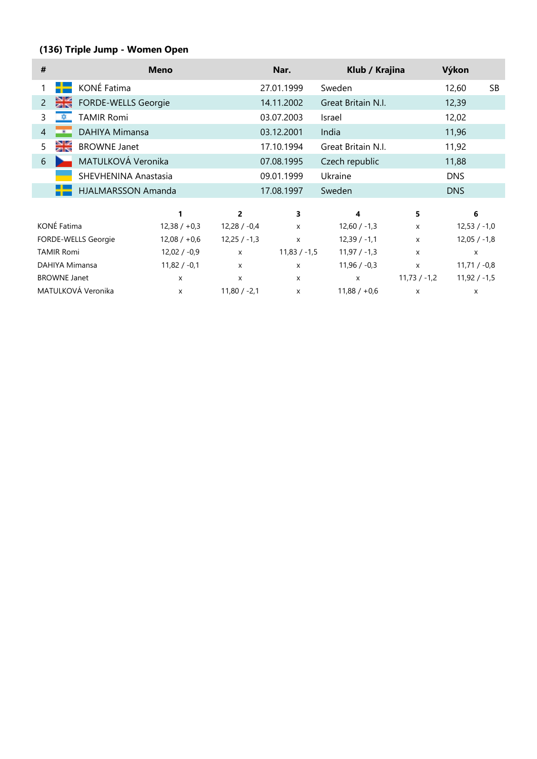### (136) Triple Jump - Women Open

| # | Meno | Nar. | Klub / Krajina | Výkon | |
|---|---|---|---|---|---|
| 1 | KONÉ Fatima | 27.01.1999 | Sweden | 12,60 | SB |
| 2 | FORDE-WELLS Georgie | 14.11.2002 | Great Britain N.I. | 12,39 | |
| 3 | TAMIR Romi | 03.07.2003 | Israel | 12,02 | |
| 4 | DAHIYA Mimansa | 03.12.2001 | India | 11,96 | |
| 5 | BROWNE Janet | 17.10.1994 | Great Britain N.I. | 11,92 | |
| 6 | MATULKOVÁ Veronika | 07.08.1995 | Czech republic | 11,88 | |
| | SHEVHENINA Anastasia | 09.01.1999 | Ukraine | DNS | |
| | HJALMARSSON Amanda | 17.08.1997 | Sweden | DNS | |

| | 1 | 2 | 3 | 4 | 5 | 6 |
|---|---|---|---|---|---|---|
| KONÉ Fatima | 12,38 / +0,3 | 12,28 / -0,4 | x | 12,60 / -1,3 | x | 12,53 / -1,0 |
| FORDE-WELLS Georgie | 12,08 / +0,6 | 12,25 / -1,3 | x | 12,39 / -1,1 | x | 12,05 / -1,8 |
| TAMIR Romi | 12,02 / -0,9 | x | 11,83 / -1,5 | 11,97 / -1,3 | x | x |
| DAHIYA Mimansa | 11,82 / -0,1 | x | x | 11,96 / -0,3 | x | 11,71 / -0,8 |
| BROWNE Janet | x | x | x | x | 11,73 / -1,2 | 11,92 / -1,5 |
| MATULKOVÁ Veronika | x | 11,80 / -2,1 | x | 11,88 / +0,6 | x | x |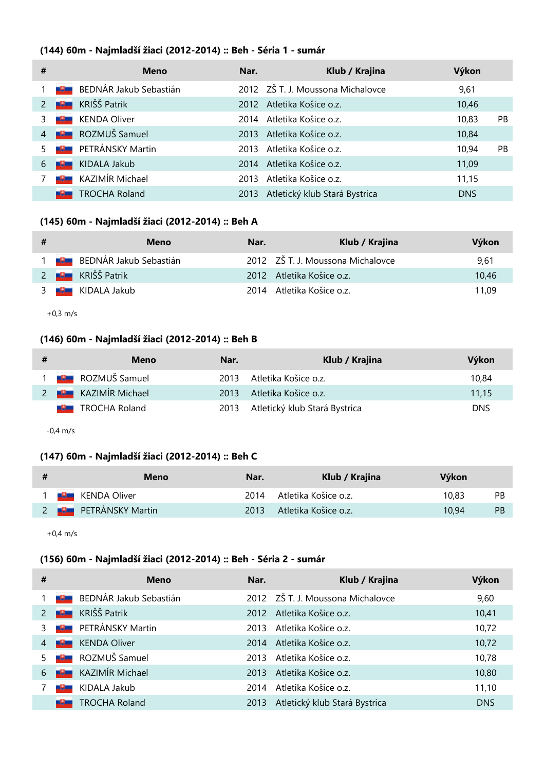### (144) 60m - Najmladší žiaci (2012-2014) :: Beh - Séria 1 - sumár

| # | Meno | Nar. | Klub / Krajina | Výkon | |
|---|---|---|---|---|---|
| 1 | BEDNÁR Jakub Sebastián | 2012 | ZŠ T. J. Moussona Michalovce | 9,61 | |
| 2 | KRIŠŠ Patrik | 2012 | Atletika Košice o.z. | 10,46 | |
| 3 | KENDA Oliver | 2014 | Atletika Košice o.z. | 10,83 | PB |
| 4 | ROZMUŠ Samuel | 2013 | Atletika Košice o.z. | 10,84 | |
| 5 | PETRÁNSKY Martin | 2013 | Atletika Košice o.z. | 10,94 | PB |
| 6 | KIDALA Jakub | 2014 | Atletika Košice o.z. | 11,09 | |
| 7 | KAZIMÍR Michael | 2013 | Atletika Košice o.z. | 11,15 | |
| | TROCHA Roland | 2013 | Atletický klub Stará Bystrica | DNS | |

### (145) 60m - Najmladší žiaci (2012-2014) :: Beh A

| # | Meno | Nar. | Klub / Krajina | Výkon |
|---|---|---|---|---|
| 1 | BEDNÁR Jakub Sebastián | 2012 | ZŠ T. J. Moussona Michalovce | 9,61 |
| 2 | KRIŠŠ Patrik | 2012 | Atletika Košice o.z. | 10,46 |
| 3 | KIDALA Jakub | 2014 | Atletika Košice o.z. | 11,09 |

+0,3 m/s

### (146) 60m - Najmladší žiaci (2012-2014) :: Beh B

| # | Meno | Nar. | Klub / Krajina | Výkon |
|---|---|---|---|---|
| 1 | ROZMUŠ Samuel | 2013 | Atletika Košice o.z. | 10,84 |
| 2 | KAZIMÍR Michael | 2013 | Atletika Košice o.z. | 11,15 |
| | TROCHA Roland | 2013 | Atletický klub Stará Bystrica | DNS |

-0,4 m/s

### (147) 60m - Najmladší žiaci (2012-2014) :: Beh C

| # | Meno | Nar. | Klub / Krajina | Výkon | |
|---|---|---|---|---|---|
| 1 | KENDA Oliver | 2014 | Atletika Košice o.z. | 10,83 | PB |
| 2 | PETRÁNSKY Martin | 2013 | Atletika Košice o.z. | 10,94 | PB |

+0,4 m/s

### (156) 60m - Najmladší žiaci (2012-2014) :: Beh - Séria 2 - sumár

| # | Meno | Nar. | Klub / Krajina | Výkon |
|---|---|---|---|---|
| 1 | BEDNÁR Jakub Sebastián | 2012 | ZŠ T. J. Moussona Michalovce | 9,60 |
| 2 | KRIŠŠ Patrik | 2012 | Atletika Košice o.z. | 10,41 |
| 3 | PETRÁNSKY Martin | 2013 | Atletika Košice o.z. | 10,72 |
| 4 | KENDA Oliver | 2014 | Atletika Košice o.z. | 10,72 |
| 5 | ROZMUŠ Samuel | 2013 | Atletika Košice o.z. | 10,78 |
| 6 | KAZIMÍR Michael | 2013 | Atletika Košice o.z. | 10,80 |
| 7 | KIDALA Jakub | 2014 | Atletika Košice o.z. | 11,10 |
| | TROCHA Roland | 2013 | Atletický klub Stará Bystrica | DNS |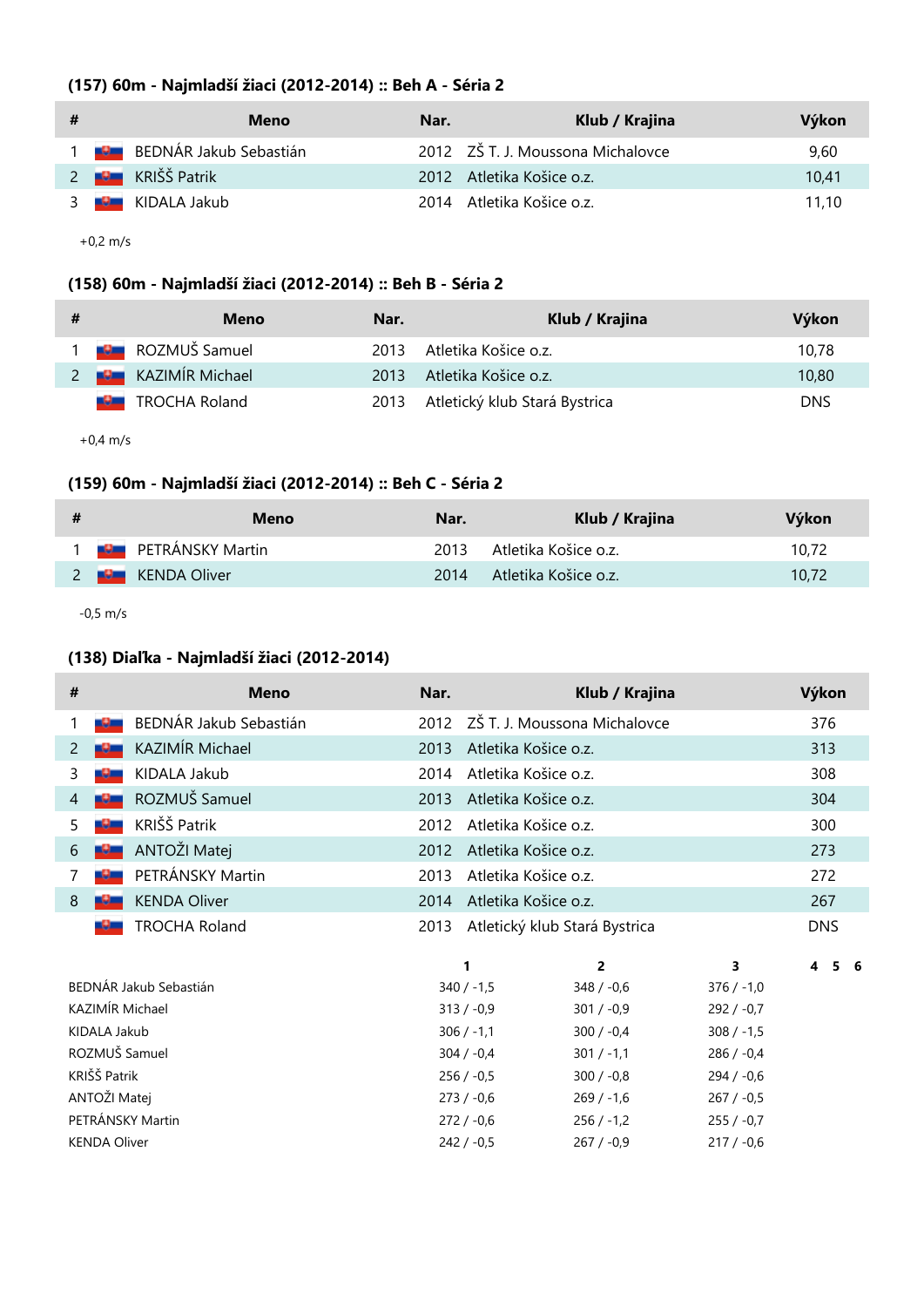### (157) 60m - Najmladší žiaci (2012-2014) :: Beh A - Séria 2

| # | Meno | Nar. | Klub / Krajina | Výkon |
|---|---|---|---|---|
| 1 | BEDNÁR Jakub Sebastián | 2012 | ZŠ T. J. Moussona Michalovce | 9,60 |
| 2 | KRIŠŠ Patrik | 2012 | Atletika Košice o.z. | 10,41 |
| 3 | KIDALA Jakub | 2014 | Atletika Košice o.z. | 11,10 |

+0,2 m/s

### (158) 60m - Najmladší žiaci (2012-2014) :: Beh B - Séria 2

| # | Meno | Nar. | Klub / Krajina | Výkon |
|---|---|---|---|---|
| 1 | ROZMUŠ Samuel | 2013 | Atletika Košice o.z. | 10,78 |
| 2 | KAZIMÍR Michael | 2013 | Atletika Košice o.z. | 10,80 |
| | TROCHA Roland | 2013 | Atletický klub Stará Bystrica | DNS |

+0,4 m/s

### (159) 60m - Najmladší žiaci (2012-2014) :: Beh C - Séria 2

| # | Meno | Nar. | Klub / Krajina | Výkon |
|---|---|---|---|---|
| 1 | PETRÁNSKY Martin | 2013 | Atletika Košice o.z. | 10,72 |
| 2 | KENDA Oliver | 2014 | Atletika Košice o.z. | 10,72 |

-0,5 m/s

### (138) Diaľka - Najmladší žiaci (2012-2014)

| # | Meno | Nar. | Klub / Krajina | Výkon |
|---|---|---|---|---|
| 1 | BEDNÁR Jakub Sebastián | 2012 | ZŠ T. J. Moussona Michalovce | 376 |
| 2 | KAZIMÍR Michael | 2013 | Atletika Košice o.z. | 313 |
| 3 | KIDALA Jakub | 2014 | Atletika Košice o.z. | 308 |
| 4 | ROZMUŠ Samuel | 2013 | Atletika Košice o.z. | 304 |
| 5 | KRIŠŠ Patrik | 2012 | Atletika Košice o.z. | 300 |
| 6 | ANTOŽI Matej | 2012 | Atletika Košice o.z. | 273 |
| 7 | PETRÁNSKY Martin | 2013 | Atletika Košice o.z. | 272 |
| 8 | KENDA Oliver | 2014 | Atletika Košice o.z. | 267 |
| | TROCHA Roland | 2013 | Atletický klub Stará Bystrica | DNS |

| | 1 | 2 | 3 | 4 | 5 | 6 |
|---|---|---|---|---|---|---|
| BEDNÁR Jakub Sebastián | 340 / -1,5 | 348 / -0,6 | 376 / -1,0 | | | |
| KAZIMÍR Michael | 313 / -0,9 | 301 / -0,9 | 292 / -0,7 | | | |
| KIDALA Jakub | 306 / -1,1 | 300 / -0,4 | 308 / -1,5 | | | |
| ROZMUŠ Samuel | 304 / -0,4 | 301 / -1,1 | 286 / -0,4 | | | |
| KRIŠŠ Patrik | 256 / -0,5 | 300 / -0,8 | 294 / -0,6 | | | |
| ANTOŽI Matej | 273 / -0,6 | 269 / -1,6 | 267 / -0,5 | | | |
| PETRÁNSKY Martin | 272 / -0,6 | 256 / -1,2 | 255 / -0,7 | | | |
| KENDA Oliver | 242 / -0,5 | 267 / -0,9 | 217 / -0,6 | | | |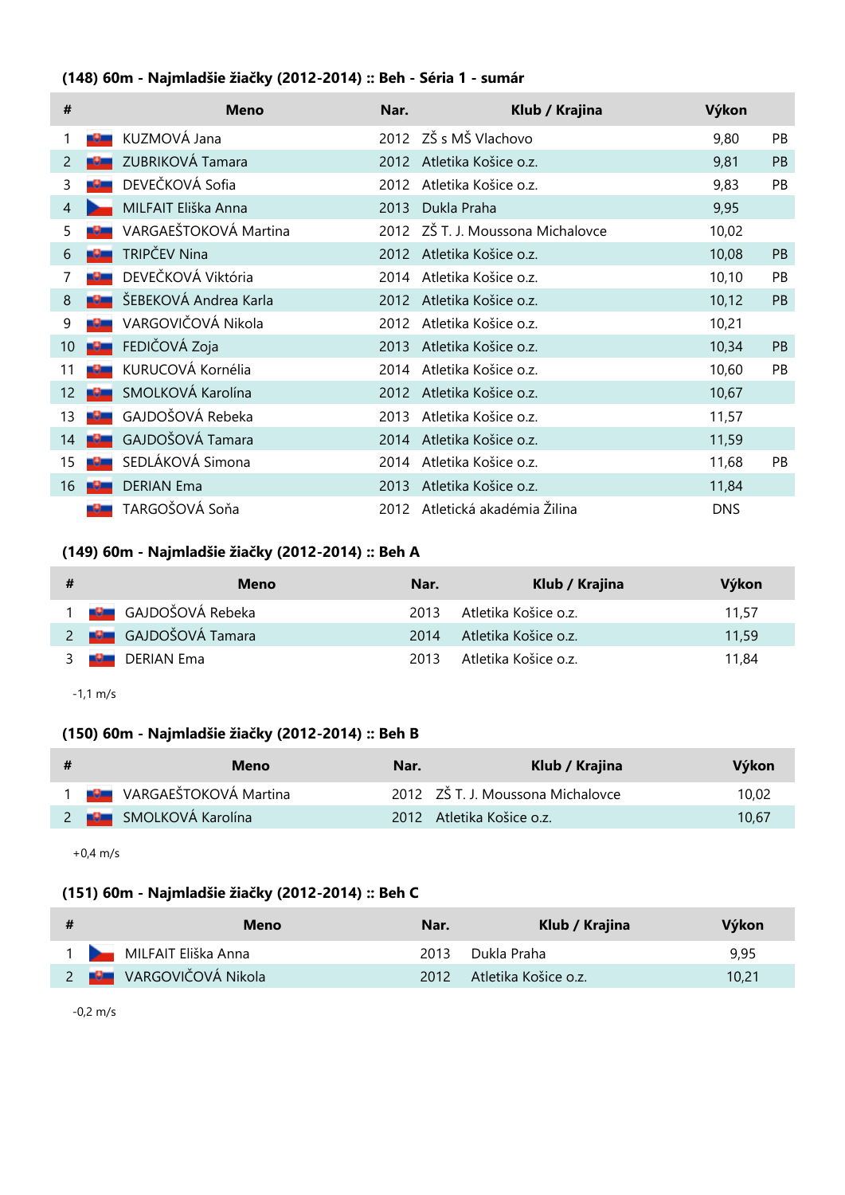### (148) 60m - Najmladšie žiačky (2012-2014) :: Beh - Séria 1 - sumár

| # | Meno | Nar. | Klub / Krajina | Výkon | |
|---|---|---|---|---|---|
| 1 | KUZMOVÁ Jana | 2012 | ZŠ s MŠ Vlachovo | 9,80 | PB |
| 2 | ZUBRIKOVÁ Tamara | 2012 | Atletika Košice o.z. | 9,81 | PB |
| 3 | DEVEČKOVÁ Sofia | 2012 | Atletika Košice o.z. | 9,83 | PB |
| 4 | MILFAIT Eliška Anna | 2013 | Dukla Praha | 9,95 | |
| 5 | VARGAEŠTOKOVÁ Martina | 2012 | ZŠ T. J. Moussona Michalovce | 10,02 | |
| 6 | TRIPČEV Nina | 2012 | Atletika Košice o.z. | 10,08 | PB |
| 7 | DEVEČKOVÁ Viktória | 2014 | Atletika Košice o.z. | 10,10 | PB |
| 8 | ŠEBEKOVÁ Andrea Karla | 2012 | Atletika Košice o.z. | 10,12 | PB |
| 9 | VARGOVIČOVÁ Nikola | 2012 | Atletika Košice o.z. | 10,21 | |
| 10 | FEDIČOVÁ Zoja | 2013 | Atletika Košice o.z. | 10,34 | PB |
| 11 | KURUCOVÁ Kornélia | 2014 | Atletika Košice o.z. | 10,60 | PB |
| 12 | SMOLKOVÁ Karolína | 2012 | Atletika Košice o.z. | 10,67 | |
| 13 | GAJDOŠOVÁ Rebeka | 2013 | Atletika Košice o.z. | 11,57 | |
| 14 | GAJDOŠOVÁ Tamara | 2014 | Atletika Košice o.z. | 11,59 | |
| 15 | SEDLÁKOVÁ Simona | 2014 | Atletika Košice o.z. | 11,68 | PB |
| 16 | DERIAN Ema | 2013 | Atletika Košice o.z. | 11,84 | |
| | TARGOŠOVÁ Soňa | 2012 | Atletická akadémia Žilina | DNS | |

### (149) 60m - Najmladšie žiačky (2012-2014) :: Beh A

| # | Meno | Nar. | Klub / Krajina | Výkon |
|---|---|---|---|---|
| 1 | GAJDOŠOVÁ Rebeka | 2013 | Atletika Košice o.z. | 11,57 |
| 2 | GAJDOŠOVÁ Tamara | 2014 | Atletika Košice o.z. | 11,59 |
| 3 | DERIAN Ema | 2013 | Atletika Košice o.z. | 11,84 |

-1,1 m/s

### (150) 60m - Najmladšie žiačky (2012-2014) :: Beh B

| # | Meno | Nar. | Klub / Krajina | Výkon |
|---|---|---|---|---|
| 1 | VARGAEŠTOKOVÁ Martina | 2012 | ZŠ T. J. Moussona Michalovce | 10,02 |
| 2 | SMOLKOVÁ Karolína | 2012 | Atletika Košice o.z. | 10,67 |

+0,4 m/s

### (151) 60m - Najmladšie žiačky (2012-2014) :: Beh C

| # | Meno | Nar. | Klub / Krajina | Výkon |
|---|---|---|---|---|
| 1 | MILFAIT Eliška Anna | 2013 | Dukla Praha | 9,95 |
| 2 | VARGOVIČOVÁ Nikola | 2012 | Atletika Košice o.z. | 10,21 |

-0,2 m/s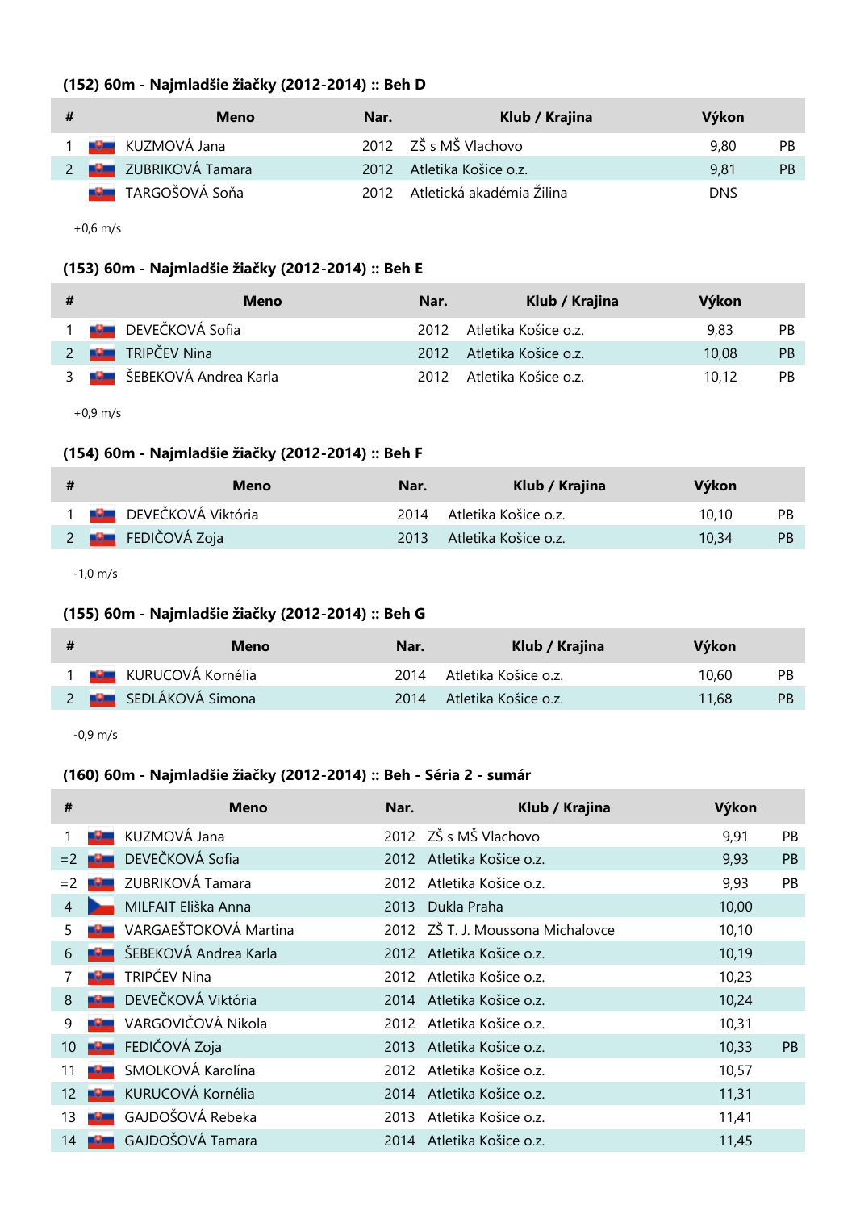### (152) 60m - Najmladšie žiačky (2012-2014) :: Beh D

| # | | Meno | Nar. | Klub / Krajina | Výkon | |
|---|---|---|---|---|---|---|
| 1 | | KUZMOVÁ Jana | 2012 | ZŠ s MŠ Vlachovo | 9,80 | PB |
| 2 | | ZUBRIKOVÁ Tamara | 2012 | Atletika Košice o.z. | 9,81 | PB |
| | | TARGOŠOVÁ Soňa | 2012 | Atletická akadémia Žilina | DNS | |

+0,6 m/s

### (153) 60m - Najmladšie žiačky (2012-2014) :: Beh E

| # | | Meno | Nar. | Klub / Krajina | Výkon | |
|---|---|---|---|---|---|---|
| 1 | | DEVEČKOVÁ Sofia | 2012 | Atletika Košice o.z. | 9,83 | PB |
| 2 | | TRIPČEV Nina | 2012 | Atletika Košice o.z. | 10,08 | PB |
| 3 | | ŠEBEKOVÁ Andrea Karla | 2012 | Atletika Košice o.z. | 10,12 | PB |

+0,9 m/s

### (154) 60m - Najmladšie žiačky (2012-2014) :: Beh F

| # | | Meno | Nar. | Klub / Krajina | Výkon | |
|---|---|---|---|---|---|---|
| 1 | | DEVEČKOVÁ Viktória | 2014 | Atletika Košice o.z. | 10,10 | PB |
| 2 | | FEDIČOVÁ Zoja | 2013 | Atletika Košice o.z. | 10,34 | PB |

-1,0 m/s

### (155) 60m - Najmladšie žiačky (2012-2014) :: Beh G

| # | | Meno | Nar. | Klub / Krajina | Výkon | |
|---|---|---|---|---|---|---|
| 1 | | KURUCOVÁ Kornélia | 2014 | Atletika Košice o.z. | 10,60 | PB |
| 2 | | SEDLÁKOVÁ Simona | 2014 | Atletika Košice o.z. | 11,68 | PB |

-0,9 m/s

### (160) 60m - Najmladšie žiačky (2012-2014) :: Beh - Séria 2 - sumár

| # | | Meno | Nar. | Klub / Krajina | Výkon | |
|---|---|---|---|---|---|---|
| 1 | | KUZMOVÁ Jana | 2012 | ZŠ s MŠ Vlachovo | 9,91 | PB |
| =2 | | DEVEČKOVÁ Sofia | 2012 | Atletika Košice o.z. | 9,93 | PB |
| =2 | | ZUBRIKOVÁ Tamara | 2012 | Atletika Košice o.z. | 9,93 | PB |
| 4 | | MILFAIT Eliška Anna | 2013 | Dukla Praha | 10,00 | |
| 5 | | VARGAEŠTOKOVÁ Martina | 2012 | ZŠ T. J. Moussona Michalovce | 10,10 | |
| 6 | | ŠEBEKOVÁ Andrea Karla | 2012 | Atletika Košice o.z. | 10,19 | |
| 7 | | TRIPČEV Nina | 2012 | Atletika Košice o.z. | 10,23 | |
| 8 | | DEVEČKOVÁ Viktória | 2014 | Atletika Košice o.z. | 10,24 | |
| 9 | | VARGOVIČOVÁ Nikola | 2012 | Atletika Košice o.z. | 10,31 | |
| 10 | | FEDIČOVÁ Zoja | 2013 | Atletika Košice o.z. | 10,33 | PB |
| 11 | | SMOLKOVÁ Karolína | 2012 | Atletika Košice o.z. | 10,57 | |
| 12 | | KURUCOVÁ Kornélia | 2014 | Atletika Košice o.z. | 11,31 | |
| 13 | | GAJDOŠOVÁ Rebeka | 2013 | Atletika Košice o.z. | 11,41 | |
| 14 | | GAJDOŠOVÁ Tamara | 2014 | Atletika Košice o.z. | 11,45 | |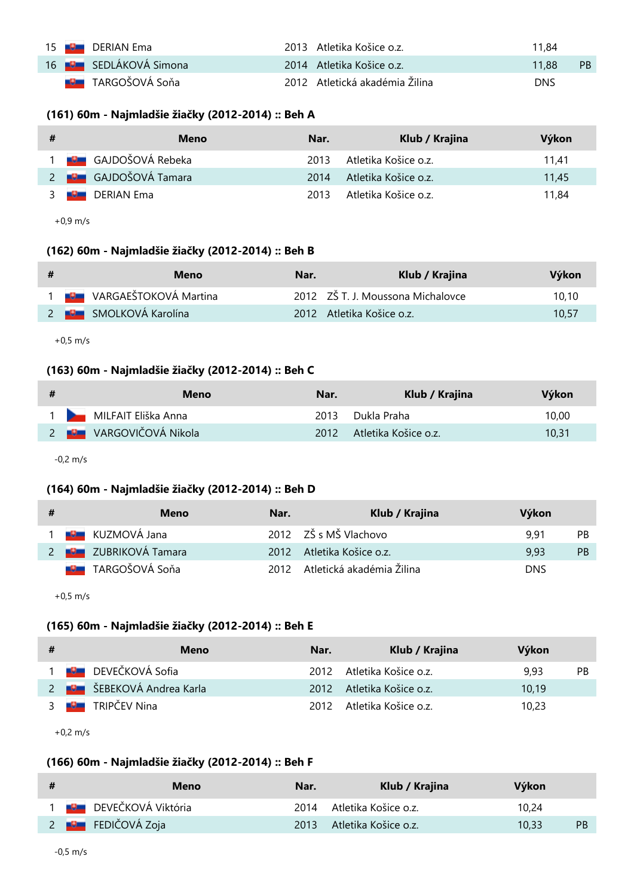| # | Meno | Nar. | Klub / Krajina | Výkon | |
|---|---|---|---|---|---|
| 15 | DERIAN Ema | 2013 | Atletika Košice o.z. | 11,84 | |
| 16 | SEDLÁKOVÁ Simona | 2014 | Atletika Košice o.z. | 11,88 | PB |
| | TARGOŠOVÁ Soňa | 2012 | Atletická akadémia Žilina | DNS | |

### (161) 60m - Najmladšie žiačky (2012-2014) :: Beh A

| # | Meno | Nar. | Klub / Krajina | Výkon |
|---|---|---|---|---|
| 1 | GAJDOŠOVÁ Rebeka | 2013 | Atletika Košice o.z. | 11,41 |
| 2 | GAJDOŠOVÁ Tamara | 2014 | Atletika Košice o.z. | 11,45 |
| 3 | DERIAN Ema | 2013 | Atletika Košice o.z. | 11,84 |

+0,9 m/s

### (162) 60m - Najmladšie žiačky (2012-2014) :: Beh B

| # | Meno | Nar. | Klub / Krajina | Výkon |
|---|---|---|---|---|
| 1 | VARGAEŠTOKOVÁ Martina | 2012 | ZŠ T. J. Moussona Michalovce | 10,10 |
| 2 | SMOLKOVÁ Karolína | 2012 | Atletika Košice o.z. | 10,57 |

+0,5 m/s

### (163) 60m - Najmladšie žiačky (2012-2014) :: Beh C

| # | Meno | Nar. | Klub / Krajina | Výkon |
|---|---|---|---|---|
| 1 | MILFAIT Eliška Anna | 2013 | Dukla Praha | 10,00 |
| 2 | VARGOVIČOVÁ Nikola | 2012 | Atletika Košice o.z. | 10,31 |

-0,2 m/s

### (164) 60m - Najmladšie žiačky (2012-2014) :: Beh D

| # | Meno | Nar. | Klub / Krajina | Výkon | |
|---|---|---|---|---|---|
| 1 | KUZMOVÁ Jana | 2012 | ZŠ s MŠ Vlachovo | 9,91 | PB |
| 2 | ZUBRIKOVÁ Tamara | 2012 | Atletika Košice o.z. | 9,93 | PB |
| | TARGOŠOVÁ Soňa | 2012 | Atletická akadémia Žilina | DNS | |

+0,5 m/s

### (165) 60m - Najmladšie žiačky (2012-2014) :: Beh E

| # | Meno | Nar. | Klub / Krajina | Výkon | |
|---|---|---|---|---|---|
| 1 | DEVEČKOVÁ Sofia | 2012 | Atletika Košice o.z. | 9,93 | PB |
| 2 | ŠEBEKOVÁ Andrea Karla | 2012 | Atletika Košice o.z. | 10,19 | |
| 3 | TRIPČEV Nina | 2012 | Atletika Košice o.z. | 10,23 | |

+0,2 m/s

### (166) 60m - Najmladšie žiačky (2012-2014) :: Beh F

| # | Meno | Nar. | Klub / Krajina | Výkon | |
|---|---|---|---|---|---|
| 1 | DEVEČKOVÁ Viktória | 2014 | Atletika Košice o.z. | 10,24 | |
| 2 | FEDIČOVÁ Zoja | 2013 | Atletika Košice o.z. | 10,33 | PB |

-0,5 m/s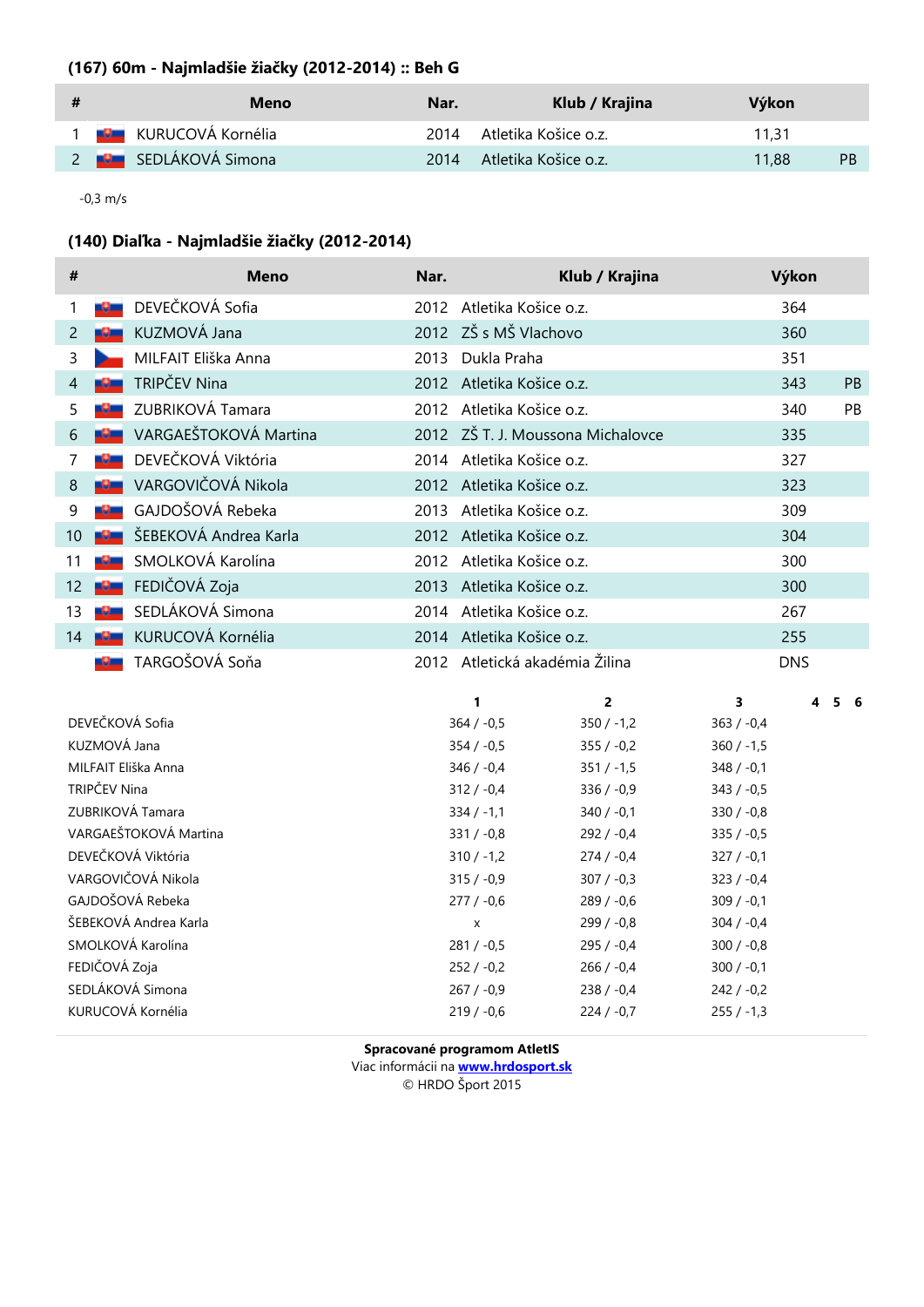### (167) 60m - Najmladšie žiačky (2012-2014) :: Beh G

| # | Meno | Nar. | Klub / Krajina | Výkon | |
|---|---|---|---|---|---|
| 1 | KURUCOVÁ Kornélia | 2014 | Atletika Košice o.z. | 11,31 | |
| 2 | SEDLÁKOVÁ Simona | 2014 | Atletika Košice o.z. | 11,88 | PB |

-0,3 m/s

### (140) Diaľka - Najmladšie žiačky (2012-2014)

| # | Meno | Nar. | Klub / Krajina | Výkon | |
|---|---|---|---|---|---|
| 1 | DEVEČKOVÁ Sofia | 2012 | Atletika Košice o.z. | 364 | |
| 2 | KUZMOVÁ Jana | 2012 | ZŠ s MŠ Vlachovo | 360 | |
| 3 | MILFAIT Eliška Anna | 2013 | Dukla Praha | 351 | |
| 4 | TRIPČEV Nina | 2012 | Atletika Košice o.z. | 343 | PB |
| 5 | ZUBRIKOVÁ Tamara | 2012 | Atletika Košice o.z. | 340 | PB |
| 6 | VARGAEŠTOKOVÁ Martina | 2012 | ZŠ T. J. Moussona Michalovce | 335 | |
| 7 | DEVEČKOVÁ Viktória | 2014 | Atletika Košice o.z. | 327 | |
| 8 | VARGOVIČOVÁ Nikola | 2012 | Atletika Košice o.z. | 323 | |
| 9 | GAJDOŠOVÁ Rebeka | 2013 | Atletika Košice o.z. | 309 | |
| 10 | ŠEBEKOVÁ Andrea Karla | 2012 | Atletika Košice o.z. | 304 | |
| 11 | SMOLKOVÁ Karolína | 2012 | Atletika Košice o.z. | 300 | |
| 12 | FEDIČOVÁ Zoja | 2013 | Atletika Košice o.z. | 300 | |
| 13 | SEDLÁKOVÁ Simona | 2014 | Atletika Košice o.z. | 267 | |
| 14 | KURUCOVÁ Kornélia | 2014 | Atletika Košice o.z. | 255 | |
| | TARGOŠOVÁ Soňa | 2012 | Atletická akadémia Žilina | DNS | |

| | 1 | 2 | 3 | 4 | 5 | 6 |
|---|---|---|---|---|---|---|
| DEVEČKOVÁ Sofia | 364 / -0,5 | 350 / -1,2 | 363 / -0,4 | | | |
| KUZMOVÁ Jana | 354 / -0,5 | 355 / -0,2 | 360 / -1,5 | | | |
| MILFAIT Eliška Anna | 346 / -0,4 | 351 / -1,5 | 348 / -0,1 | | | |
| TRIPČEV Nina | 312 / -0,4 | 336 / -0,9 | 343 / -0,5 | | | |
| ZUBRIKOVÁ Tamara | 334 / -1,1 | 340 / -0,1 | 330 / -0,8 | | | |
| VARGAEŠTOKOVÁ Martina | 331 / -0,8 | 292 / -0,4 | 335 / -0,5 | | | |
| DEVEČKOVÁ Viktória | 310 / -1,2 | 274 / -0,4 | 327 / -0,1 | | | |
| VARGOVIČOVÁ Nikola | 315 / -0,9 | 307 / -0,3 | 323 / -0,4 | | | |
| GAJDOŠOVÁ Rebeka | 277 / -0,6 | 289 / -0,6 | 309 / -0,1 | | | |
| ŠEBEKOVÁ Andrea Karla | x | 299 / -0,8 | 304 / -0,4 | | | |
| SMOLKOVÁ Karolína | 281 / -0,5 | 295 / -0,4 | 300 / -0,8 | | | |
| FEDIČOVÁ Zoja | 252 / -0,2 | 266 / -0,4 | 300 / -0,1 | | | |
| SEDLÁKOVÁ Simona | 267 / -0,9 | 238 / -0,4 | 242 / -0,2 | | | |
| KURUCOVÁ Kornélia | 219 / -0,6 | 224 / -0,7 | 255 / -1,3 | | | |

**Spracované programom AtletIS**
Viac informácii na **www.hrdosport.sk**
© HRDO Šport 2015